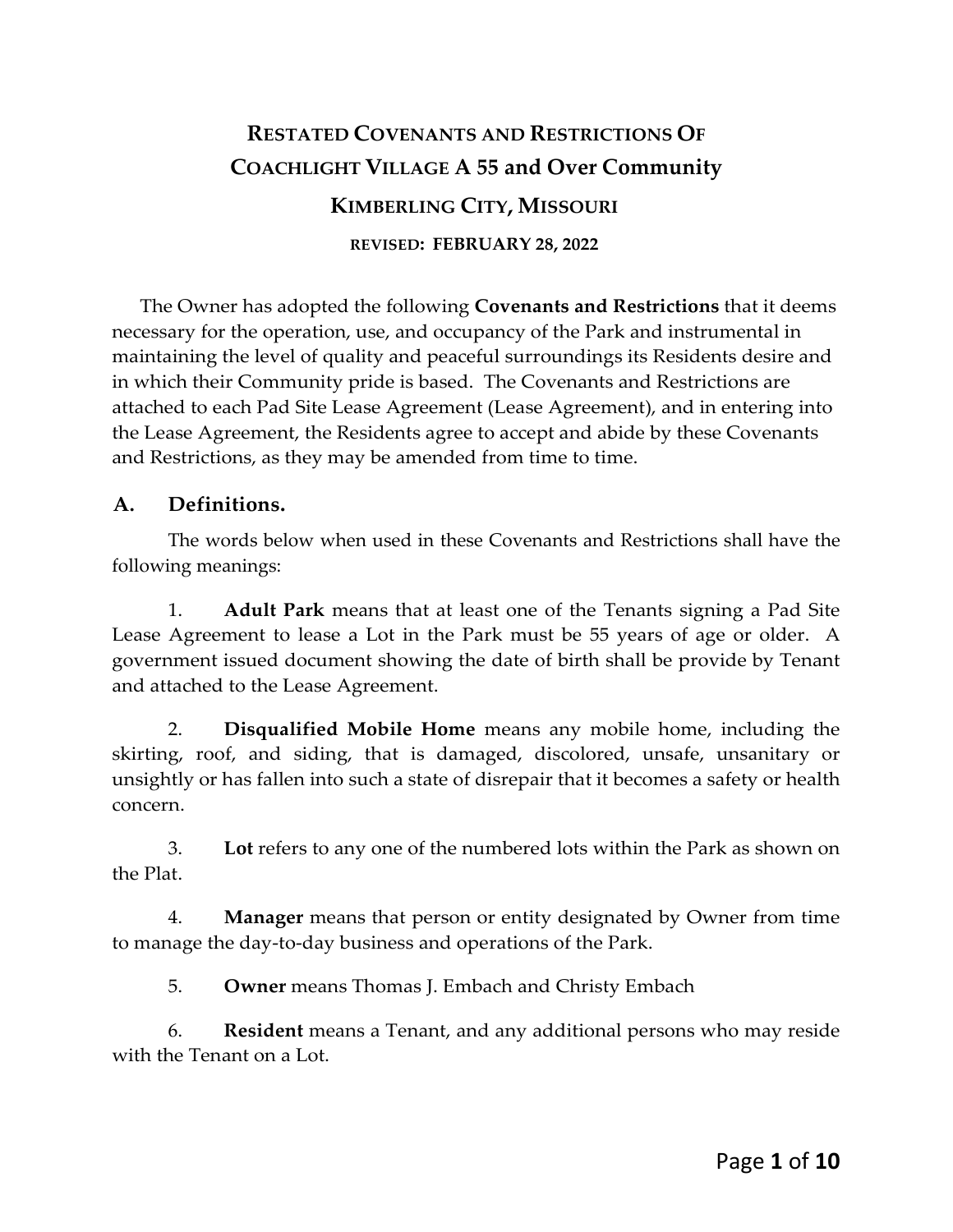# RESTATED COVENANTS AND RESTRICTIONS OF COACHLIGHT VILLAGE A 55 and Over Community

## KIMBERLING CITY, MISSOURI

**REVISED: FEBRUARY 28, 2022**

The Owner has adopted the following **Covenants and Restrictions** that it deems necessary for the operation, use, and occupancy of the Park and instrumental in maintaining the level of quality and peaceful surroundings its Residents desire and in which their Community pride is based. The Covenants and Restrictions are attached to each Pad Site Lease Agreement (Lease Agreement), and in entering into the Lease Agreement, the Residents agree to accept and abide by these Covenants and Restrictions, as they may be amended from time to time.

## A. Definitions.

The words below when used in these Covenants and Restrictions shall have the following meanings:

1. **Adult Park** means that at least one of the Tenants signing a Pad Site Lease Agreement to lease a Lot in the Park must be 55 years of age or older. A government issued document showing the date of birth shall be provide by Tenant and attached to the Lease Agreement.

2. **Disqualified Mobile Home** means any mobile home, including the skirting, roof, and siding, that is damaged, discolored, unsafe, unsanitary or unsightly or has fallen into such a state of disrepair that it becomes a safety or health concern.

3. **Lot** refers to any one of the numbered lots within the Park as shown on the Plat.

4. **Manager** means that person or entity designated by Owner from time to manage the day-to-day business and operations of the Park.

5. **Owner** means Thomas J. Embach and Christy Embach

6. **Resident** means a Tenant, and any additional persons who may reside with the Tenant on a Lot.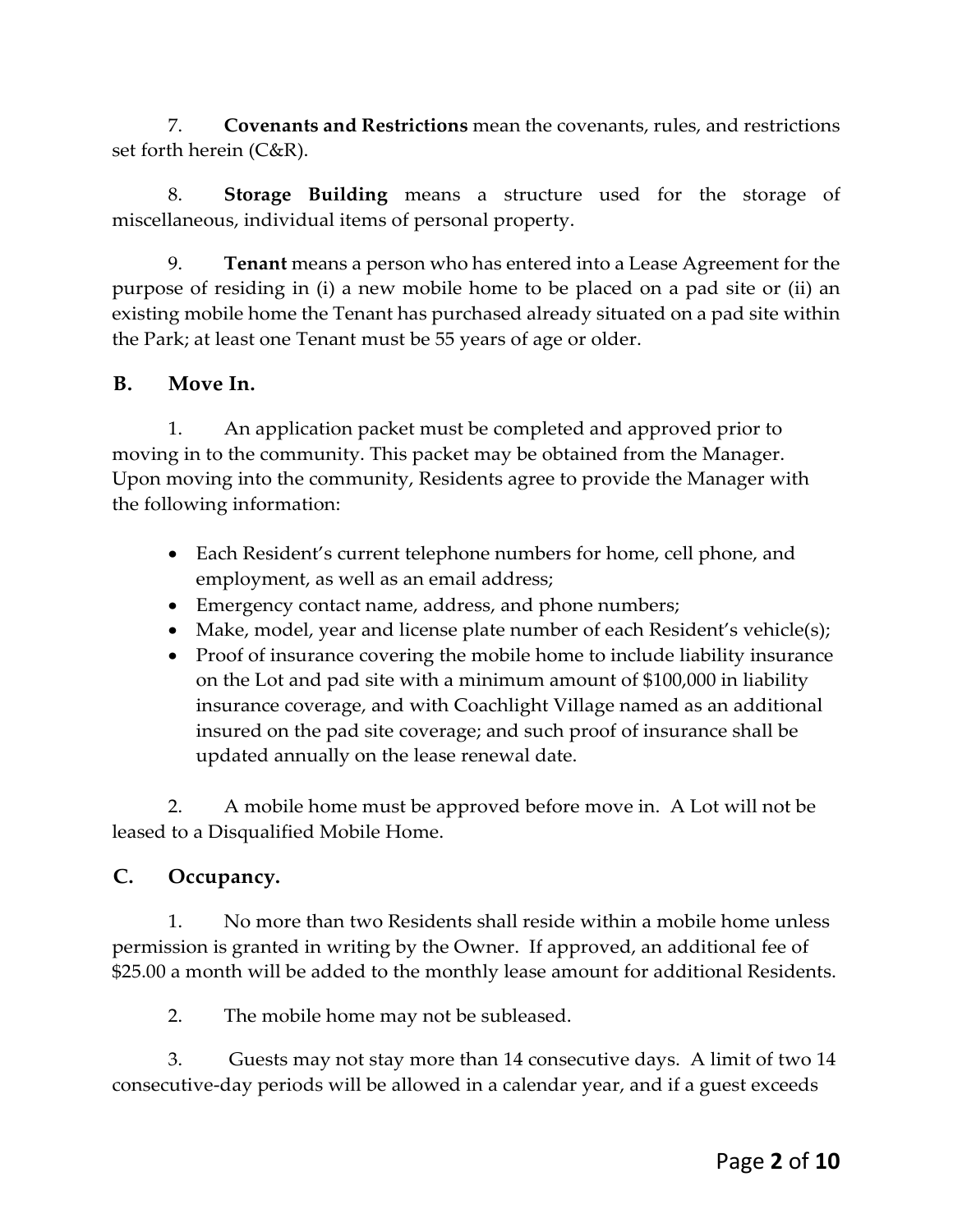7. **Covenants and Restrictions** mean the covenants, rules, and restrictions set forth herein (C&R).

8. **Storage Building** means a structure used for the storage of miscellaneous, individual items of personal property.

9. **Tenant** means a person who has entered into a Lease Agreement for the purpose of residing in (i) a new mobile home to be placed on a pad site or (ii) an existing mobile home the Tenant has purchased already situated on a pad site within the Park; at least one Tenant must be 55 years of age or older.

## B. Move In.

1. An application packet must be completed and approved prior to moving in to the community. This packet may be obtained from the Manager. Upon moving into the community, Residents agree to provide the Manager with the following information:

- Each Resident's current telephone numbers for home, cell phone, and employment, as well as an email address;
- Emergency contact name, address, and phone numbers;
- Make, model, year and license plate number of each Resident's vehicle(s);
- Proof of insurance covering the mobile home to include liability insurance on the Lot and pad site with a minimum amount of $100,000 in liability insurance coverage, and with Coachlight Village named as an additional insured on the pad site coverage; and such proof of insurance shall be updated annually on the lease renewal date.

2. A mobile home must be approved before move in. A Lot will not be leased to a Disqualified Mobile Home.

## C. Occupancy.

1. No more than two Residents shall reside within a mobile home unless permission is granted in writing by the Owner. If approved, an additional fee of $25.00 a month will be added to the monthly lease amount for additional Residents.

2. The mobile home may not be subleased.

3. Guests may not stay more than 14 consecutive days. A limit of two 14 consecutive-day periods will be allowed in a calendar year, and if a guest exceeds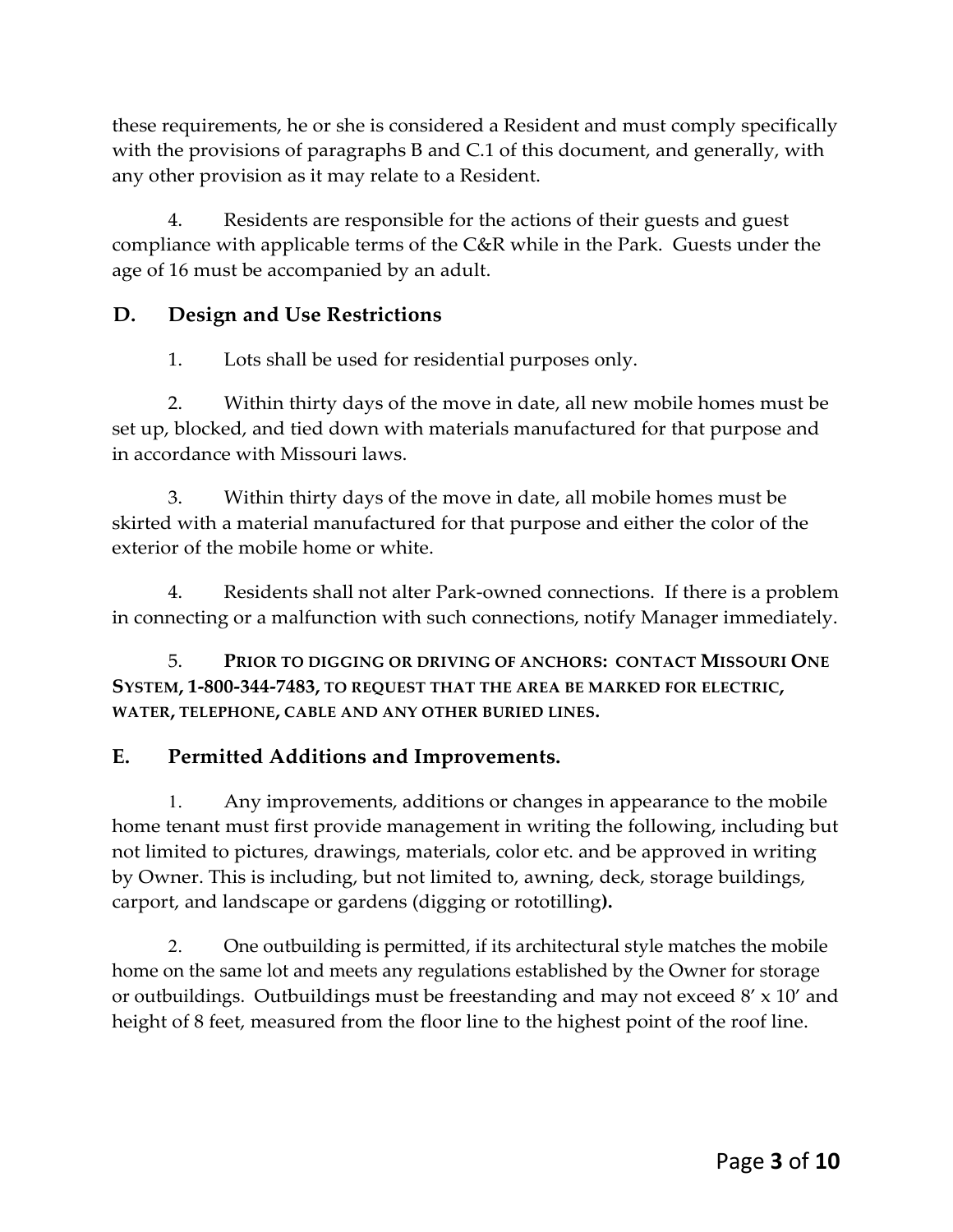these requirements, he or she is considered a Resident and must comply specifically with the provisions of paragraphs B and C.1 of this document, and generally, with any other provision as it may relate to a Resident.

4. Residents are responsible for the actions of their guests and guest compliance with applicable terms of the C&R while in the Park. Guests under the age of 16 must be accompanied by an adult.

## D. Design and Use Restrictions

1. Lots shall be used for residential purposes only.

2. Within thirty days of the move in date, all new mobile homes must be set up, blocked, and tied down with materials manufactured for that purpose and in accordance with Missouri laws.

3. Within thirty days of the move in date, all mobile homes must be skirted with a material manufactured for that purpose and either the color of the exterior of the mobile home or white.

4. Residents shall not alter Park-owned connections. If there is a problem in connecting or a malfunction with such connections, notify Manager immediately.

5. **PRIOR TO DIGGING OR DRIVING OF ANCHORS: CONTACT MISSOURI ONE SYSTEM, 1-800-344-7483, TO REQUEST THAT THE AREA BE MARKED FOR ELECTRIC, WATER, TELEPHONE, CABLE AND ANY OTHER BURIED LINES.**

## E. Permitted Additions and Improvements.

1. Any improvements, additions or changes in appearance to the mobile home tenant must first provide management in writing the following, including but not limited to pictures, drawings, materials, color etc. and be approved in writing by Owner. This is including, but not limited to, awning, deck, storage buildings, carport, and landscape or gardens (digging or rototilling**).**

2. One outbuilding is permitted, if its architectural style matches the mobile home on the same lot and meets any regulations established by the Owner for storage or outbuildings. Outbuildings must be freestanding and may not exceed 8' x 10' and height of 8 feet, measured from the floor line to the highest point of the roof line.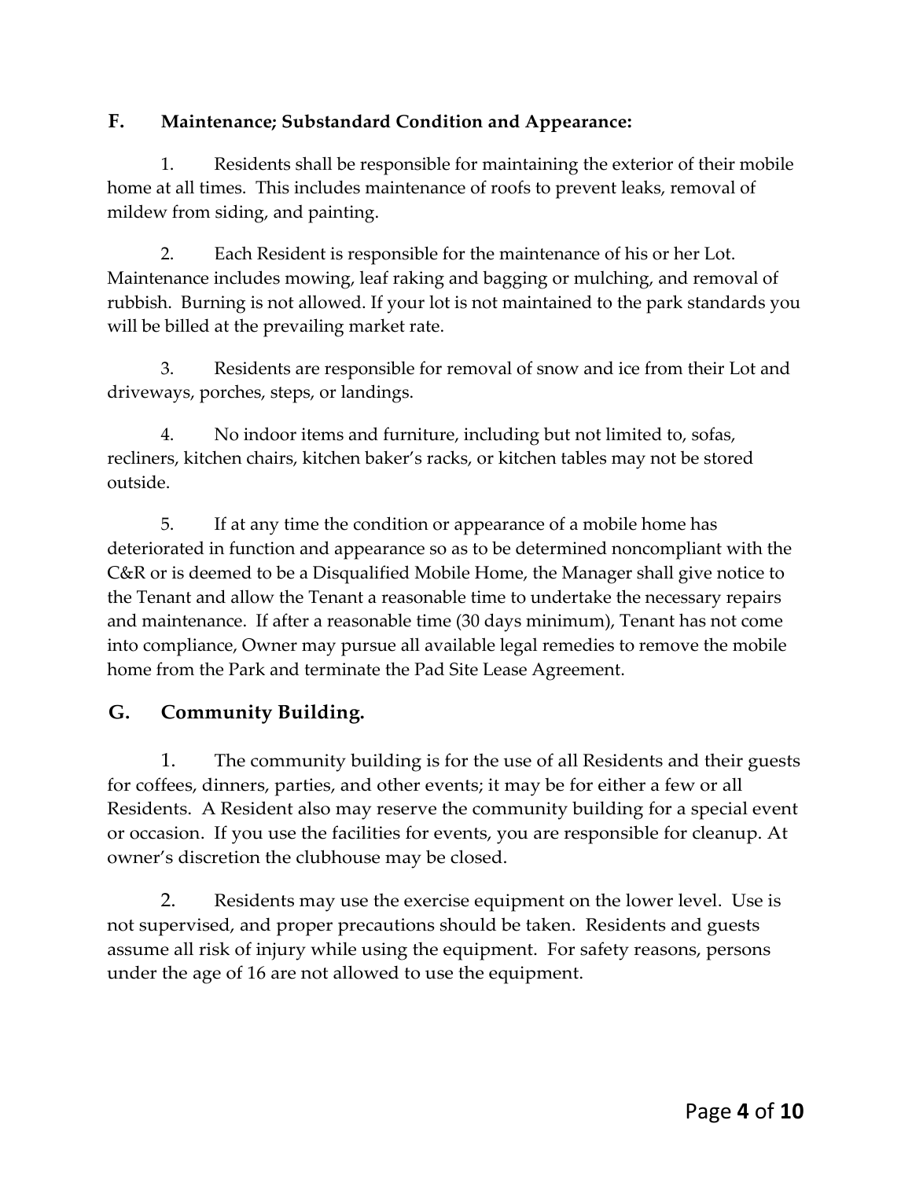## F. Maintenance; Substandard Condition and Appearance:

1. Residents shall be responsible for maintaining the exterior of their mobile home at all times. This includes maintenance of roofs to prevent leaks, removal of mildew from siding, and painting.

2. Each Resident is responsible for the maintenance of his or her Lot. Maintenance includes mowing, leaf raking and bagging or mulching, and removal of rubbish. Burning is not allowed. If your lot is not maintained to the park standards you will be billed at the prevailing market rate.

3. Residents are responsible for removal of snow and ice from their Lot and driveways, porches, steps, or landings.

4. No indoor items and furniture, including but not limited to, sofas, recliners, kitchen chairs, kitchen baker's racks, or kitchen tables may not be stored outside.

5. If at any time the condition or appearance of a mobile home has deteriorated in function and appearance so as to be determined noncompliant with the C&R or is deemed to be a Disqualified Mobile Home, the Manager shall give notice to the Tenant and allow the Tenant a reasonable time to undertake the necessary repairs and maintenance. If after a reasonable time (30 days minimum), Tenant has not come into compliance, Owner may pursue all available legal remedies to remove the mobile home from the Park and terminate the Pad Site Lease Agreement.

## G. Community Building.

1. The community building is for the use of all Residents and their guests for coffees, dinners, parties, and other events; it may be for either a few or all Residents. A Resident also may reserve the community building for a special event or occasion. If you use the facilities for events, you are responsible for cleanup. At owner's discretion the clubhouse may be closed.

2. Residents may use the exercise equipment on the lower level. Use is not supervised, and proper precautions should be taken. Residents and guests assume all risk of injury while using the equipment. For safety reasons, persons under the age of 16 are not allowed to use the equipment.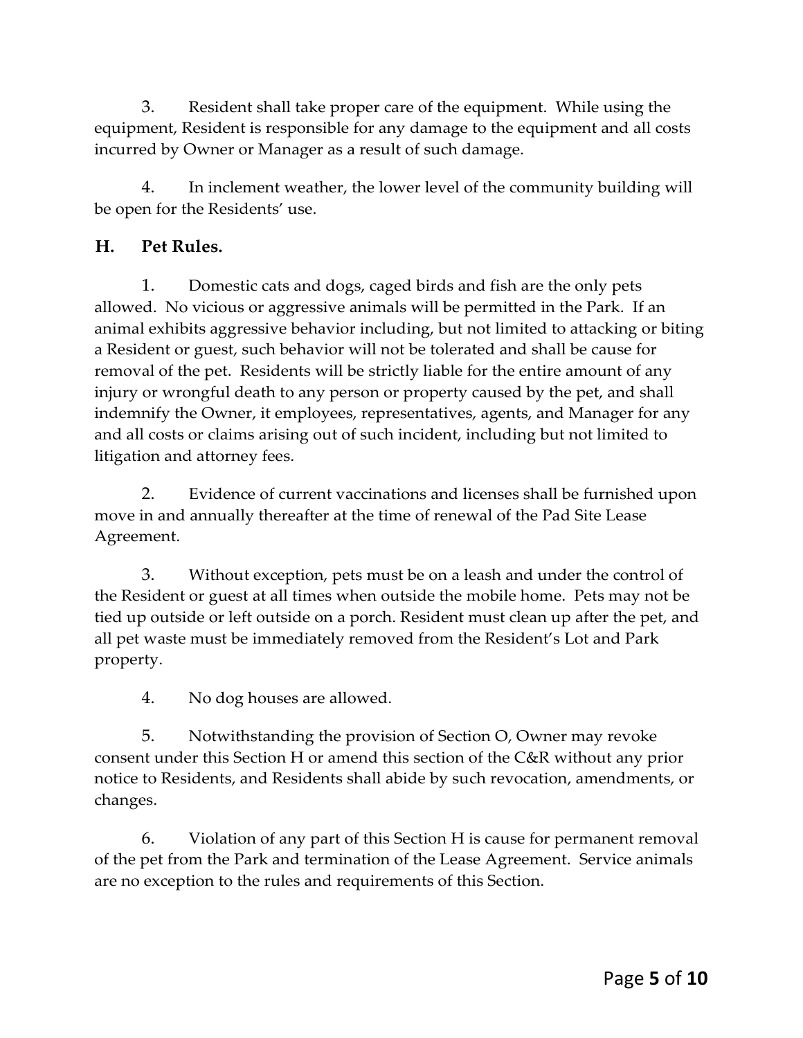3. Resident shall take proper care of the equipment. While using the equipment, Resident is responsible for any damage to the equipment and all costs incurred by Owner or Manager as a result of such damage.

4. In inclement weather, the lower level of the community building will be open for the Residents' use.

## H. Pet Rules.

1. Domestic cats and dogs, caged birds and fish are the only pets allowed. No vicious or aggressive animals will be permitted in the Park. If an animal exhibits aggressive behavior including, but not limited to attacking or biting a Resident or guest, such behavior will not be tolerated and shall be cause for removal of the pet. Residents will be strictly liable for the entire amount of any injury or wrongful death to any person or property caused by the pet, and shall indemnify the Owner, it employees, representatives, agents, and Manager for any and all costs or claims arising out of such incident, including but not limited to litigation and attorney fees.

2. Evidence of current vaccinations and licenses shall be furnished upon move in and annually thereafter at the time of renewal of the Pad Site Lease Agreement.

3. Without exception, pets must be on a leash and under the control of the Resident or guest at all times when outside the mobile home. Pets may not be tied up outside or left outside on a porch. Resident must clean up after the pet, and all pet waste must be immediately removed from the Resident's Lot and Park property.

4. No dog houses are allowed.

5. Notwithstanding the provision of Section O, Owner may revoke consent under this Section H or amend this section of the C&R without any prior notice to Residents, and Residents shall abide by such revocation, amendments, or changes.

6. Violation of any part of this Section H is cause for permanent removal of the pet from the Park and termination of the Lease Agreement. Service animals are no exception to the rules and requirements of this Section.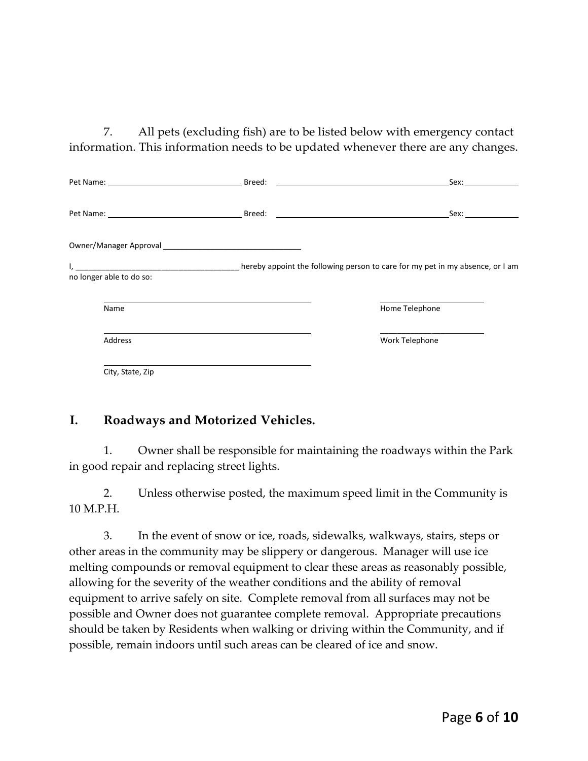7. All pets (excluding fish) are to be listed below with emergency contact information. This information needs to be updated whenever there are any changes.

Pet Name: ______________________________ Breed: ________________________________________ Sex: ____________

Pet Name: ______________________________ Breed: ________________________________________ Sex: ____________

Owner/Manager Approval ______________________________

I, _____________________________________ hereby appoint the following person to care for my pet in my absence, or I am no longer able to do so:

______________________________________________ ________________________
Name Home Telephone

______________________________________________ ________________________
Address Work Telephone

______________________________________________
City, State, Zip

## I. Roadways and Motorized Vehicles.

1. Owner shall be responsible for maintaining the roadways within the Park in good repair and replacing street lights.

2. Unless otherwise posted, the maximum speed limit in the Community is 10 M.P.H.

3. In the event of snow or ice, roads, sidewalks, walkways, stairs, steps or other areas in the community may be slippery or dangerous. Manager will use ice melting compounds or removal equipment to clear these areas as reasonably possible, allowing for the severity of the weather conditions and the ability of removal equipment to arrive safely on site. Complete removal from all surfaces may not be possible and Owner does not guarantee complete removal. Appropriate precautions should be taken by Residents when walking or driving within the Community, and if possible, remain indoors until such areas can be cleared of ice and snow.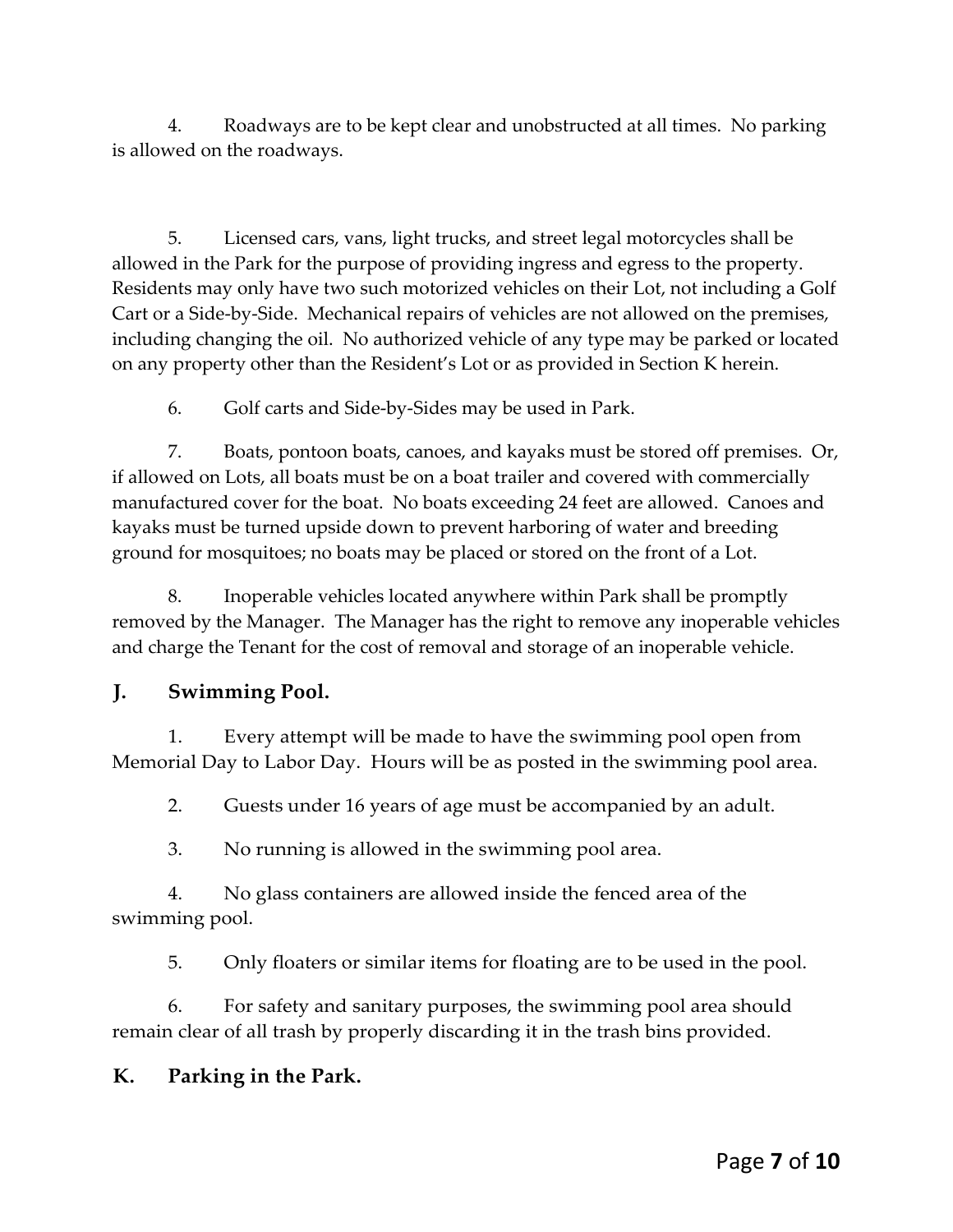4. Roadways are to be kept clear and unobstructed at all times. No parking is allowed on the roadways.

5. Licensed cars, vans, light trucks, and street legal motorcycles shall be allowed in the Park for the purpose of providing ingress and egress to the property. Residents may only have two such motorized vehicles on their Lot, not including a Golf Cart or a Side-by-Side. Mechanical repairs of vehicles are not allowed on the premises, including changing the oil. No authorized vehicle of any type may be parked or located on any property other than the Resident's Lot or as provided in Section K herein.

6. Golf carts and Side-by-Sides may be used in Park.

7. Boats, pontoon boats, canoes, and kayaks must be stored off premises. Or, if allowed on Lots, all boats must be on a boat trailer and covered with commercially manufactured cover for the boat. No boats exceeding 24 feet are allowed. Canoes and kayaks must be turned upside down to prevent harboring of water and breeding ground for mosquitoes; no boats may be placed or stored on the front of a Lot.

8. Inoperable vehicles located anywhere within Park shall be promptly removed by the Manager. The Manager has the right to remove any inoperable vehicles and charge the Tenant for the cost of removal and storage of an inoperable vehicle.

## J. Swimming Pool.

1. Every attempt will be made to have the swimming pool open from Memorial Day to Labor Day. Hours will be as posted in the swimming pool area.

2. Guests under 16 years of age must be accompanied by an adult.

3. No running is allowed in the swimming pool area.

4. No glass containers are allowed inside the fenced area of the swimming pool.

5. Only floaters or similar items for floating are to be used in the pool.

6. For safety and sanitary purposes, the swimming pool area should remain clear of all trash by properly discarding it in the trash bins provided.

## K. Parking in the Park.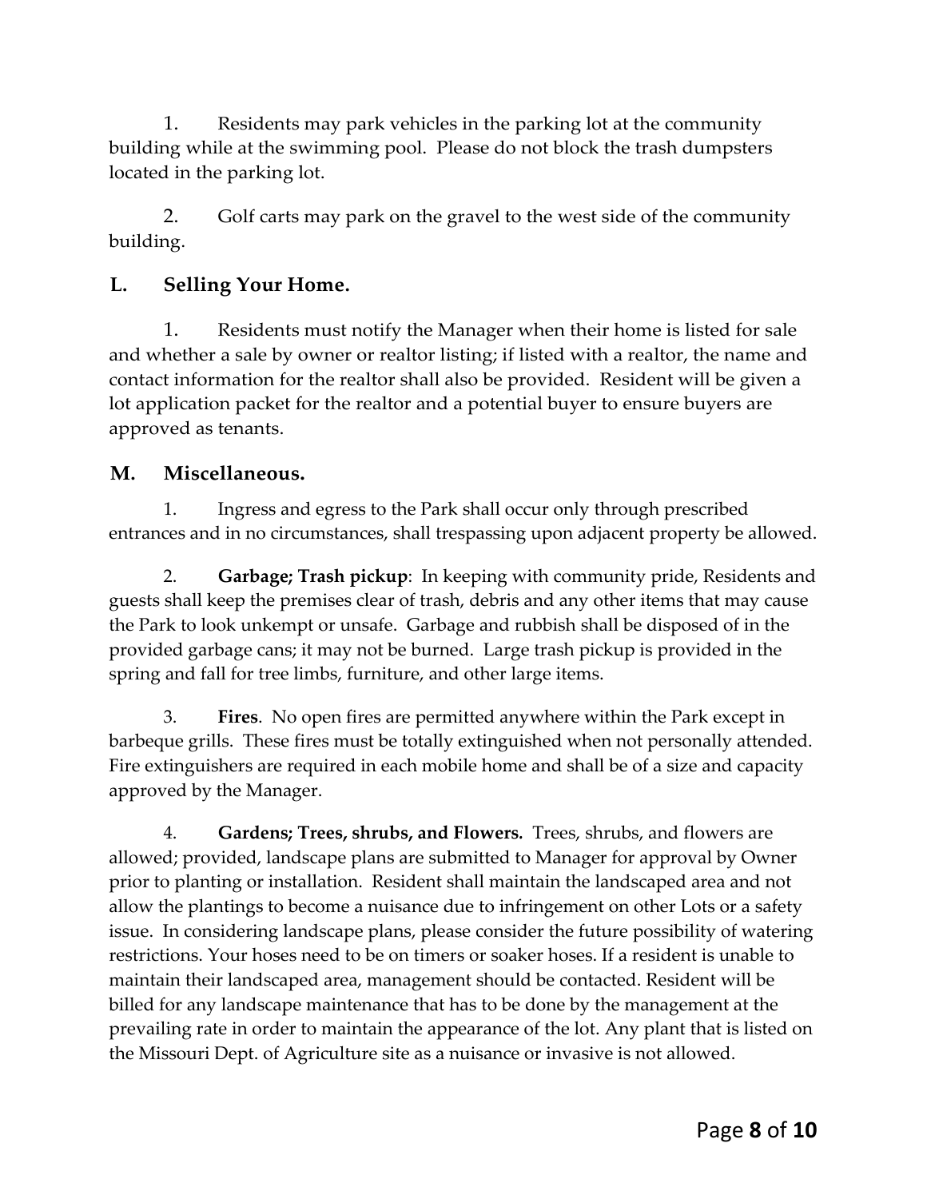1. Residents may park vehicles in the parking lot at the community building while at the swimming pool. Please do not block the trash dumpsters located in the parking lot.

2. Golf carts may park on the gravel to the west side of the community building.

## L. Selling Your Home.

1. Residents must notify the Manager when their home is listed for sale and whether a sale by owner or realtor listing; if listed with a realtor, the name and contact information for the realtor shall also be provided. Resident will be given a lot application packet for the realtor and a potential buyer to ensure buyers are approved as tenants.

## M. Miscellaneous.

1. Ingress and egress to the Park shall occur only through prescribed entrances and in no circumstances, shall trespassing upon adjacent property be allowed.

2. **Garbage; Trash pickup**: In keeping with community pride, Residents and guests shall keep the premises clear of trash, debris and any other items that may cause the Park to look unkempt or unsafe. Garbage and rubbish shall be disposed of in the provided garbage cans; it may not be burned. Large trash pickup is provided in the spring and fall for tree limbs, furniture, and other large items.

3. **Fires**. No open fires are permitted anywhere within the Park except in barbeque grills. These fires must be totally extinguished when not personally attended. Fire extinguishers are required in each mobile home and shall be of a size and capacity approved by the Manager.

4. **Gardens; Trees, shrubs, and Flowers.** Trees, shrubs, and flowers are allowed; provided, landscape plans are submitted to Manager for approval by Owner prior to planting or installation. Resident shall maintain the landscaped area and not allow the plantings to become a nuisance due to infringement on other Lots or a safety issue. In considering landscape plans, please consider the future possibility of watering restrictions. Your hoses need to be on timers or soaker hoses. If a resident is unable to maintain their landscaped area, management should be contacted. Resident will be billed for any landscape maintenance that has to be done by the management at the prevailing rate in order to maintain the appearance of the lot. Any plant that is listed on the Missouri Dept. of Agriculture site as a nuisance or invasive is not allowed.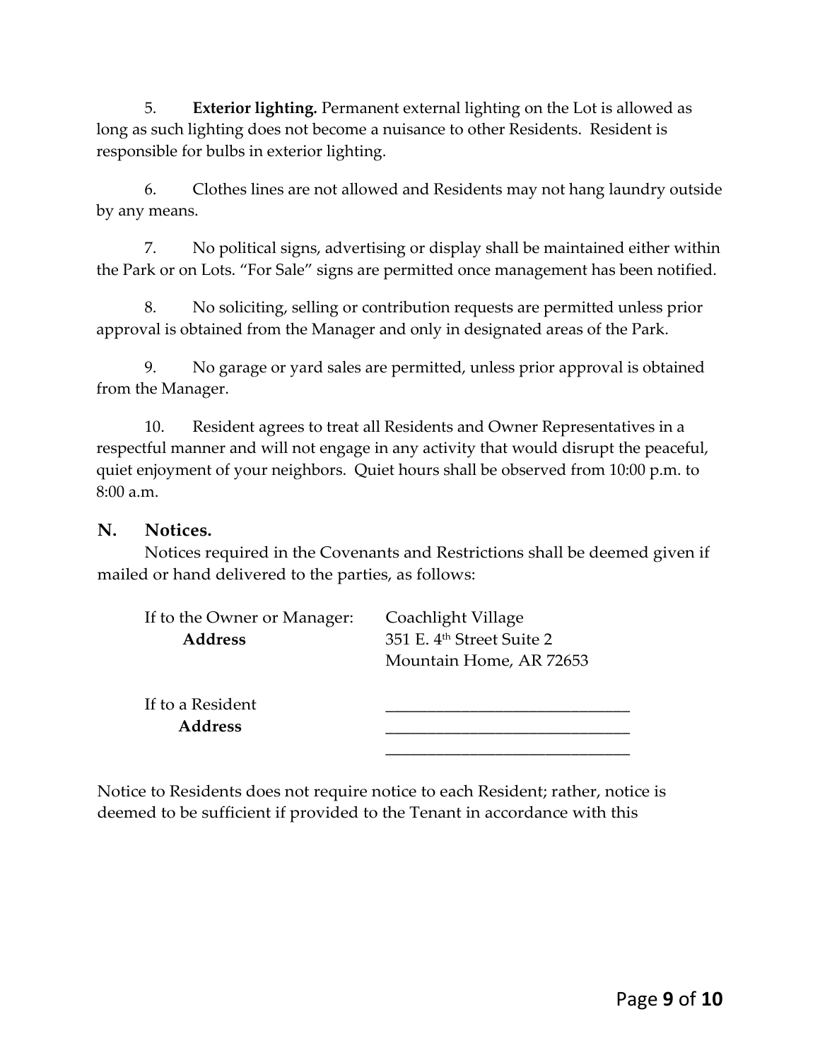5. **Exterior lighting.** Permanent external lighting on the Lot is allowed as long as such lighting does not become a nuisance to other Residents. Resident is responsible for bulbs in exterior lighting.

6. Clothes lines are not allowed and Residents may not hang laundry outside by any means.

7. No political signs, advertising or display shall be maintained either within the Park or on Lots. "For Sale" signs are permitted once management has been notified.

8. No soliciting, selling or contribution requests are permitted unless prior approval is obtained from the Manager and only in designated areas of the Park.

9. No garage or yard sales are permitted, unless prior approval is obtained from the Manager.

10. Resident agrees to treat all Residents and Owner Representatives in a respectful manner and will not engage in any activity that would disrupt the peaceful, quiet enjoyment of your neighbors. Quiet hours shall be observed from 10:00 p.m. to 8:00 a.m.

## N. Notices.

Notices required in the Covenants and Restrictions shall be deemed given if mailed or hand delivered to the parties, as follows:

If to the Owner or Manager: Coachlight Village
**Address** 351 E. 4th Street Suite 2
Mountain Home, AR 72653

If to a Resident ______________________________
**Address** ______________________________
______________________________

Notice to Residents does not require notice to each Resident; rather, notice is deemed to be sufficient if provided to the Tenant in accordance with this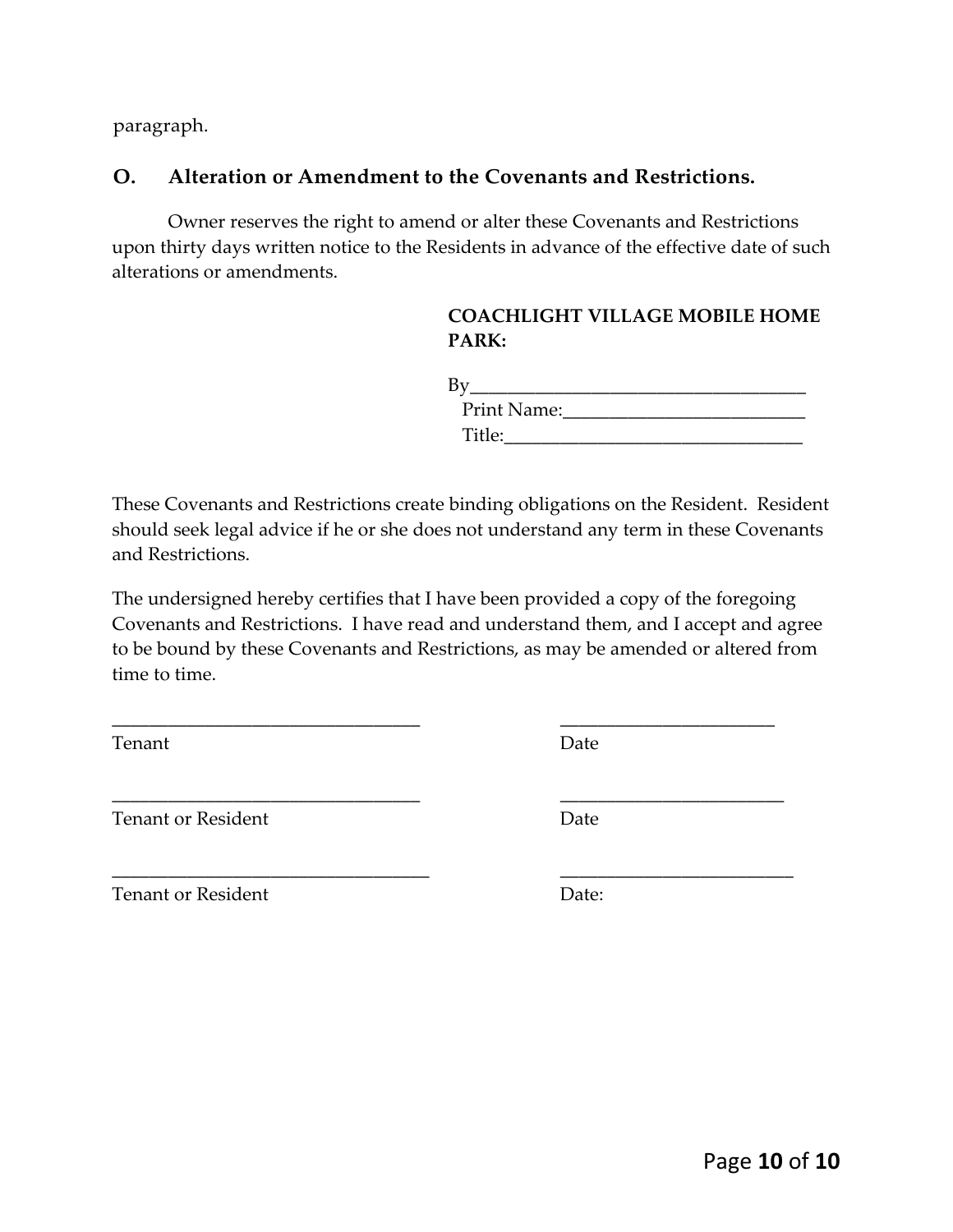paragraph.

## O. Alteration or Amendment to the Covenants and Restrictions.

Owner reserves the right to amend or alter these Covenants and Restrictions upon thirty days written notice to the Residents in advance of the effective date of such alterations or amendments.

**COACHLIGHT VILLAGE MOBILE HOME PARK:**

By_____________________________________
Print Name:__________________________
Title:________________________________

These Covenants and Restrictions create binding obligations on the Resident. Resident should seek legal advice if he or she does not understand any term in these Covenants and Restrictions.

The undersigned hereby certifies that I have been provided a copy of the foregoing Covenants and Restrictions. I have read and understand them, and I accept and agree to be bound by these Covenants and Restrictions, as may be amended or altered from time to time.

_________________________________ _______________________
Tenant Date

_________________________________ ________________________
Tenant or Resident Date

__________________________________ _________________________
Tenant or Resident Date: